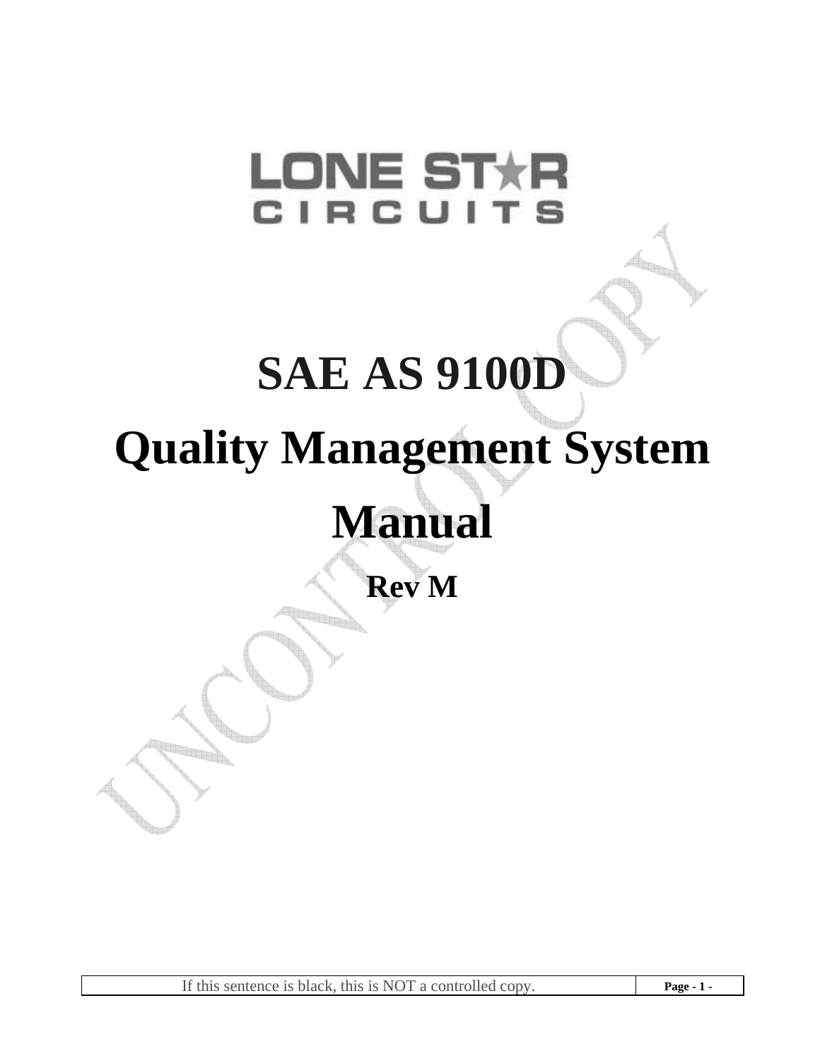LONE STAR
CIRCUITS

# SAE AS 9100D

# Quality Management System Manual

## Rev M

If this sentence is black, this is NOT a controlled copy.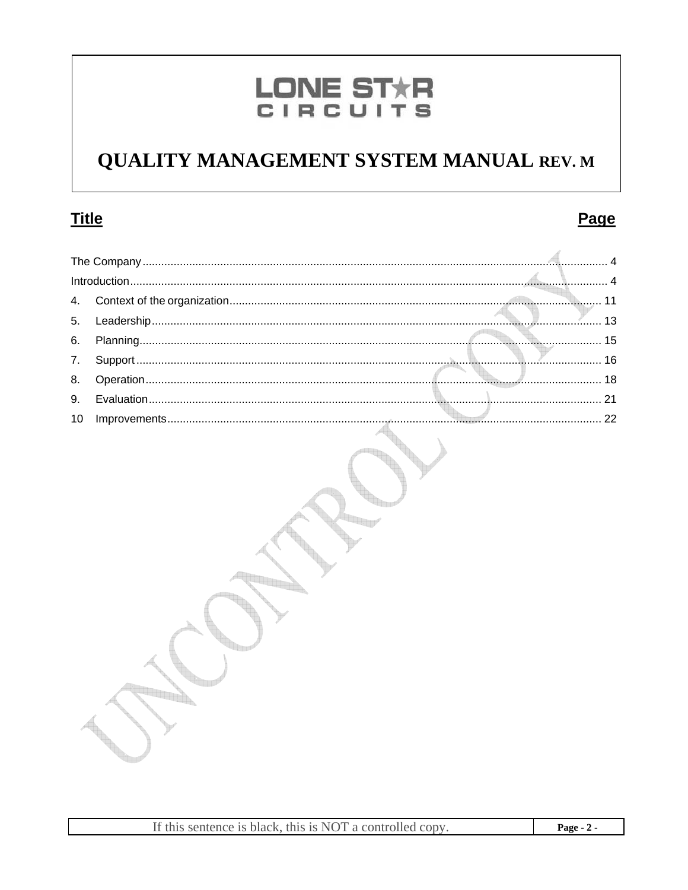# QUALITY MANAGEMENT SYSTEM MANUAL REV. M

| Title | Page |
|---|---|
| The Company | 4 |
| Introduction | 4 |
| 4. Context of the organization | 11 |
| 5. Leadership | 13 |
| 6. Planning | 15 |
| 7. Support | 16 |
| 8. Operation | 18 |
| 9. Evaluation | 21 |
| 10 Improvements | 22 |

UNCONTROL COPY

If this sentence is black, this is NOT a controlled copy.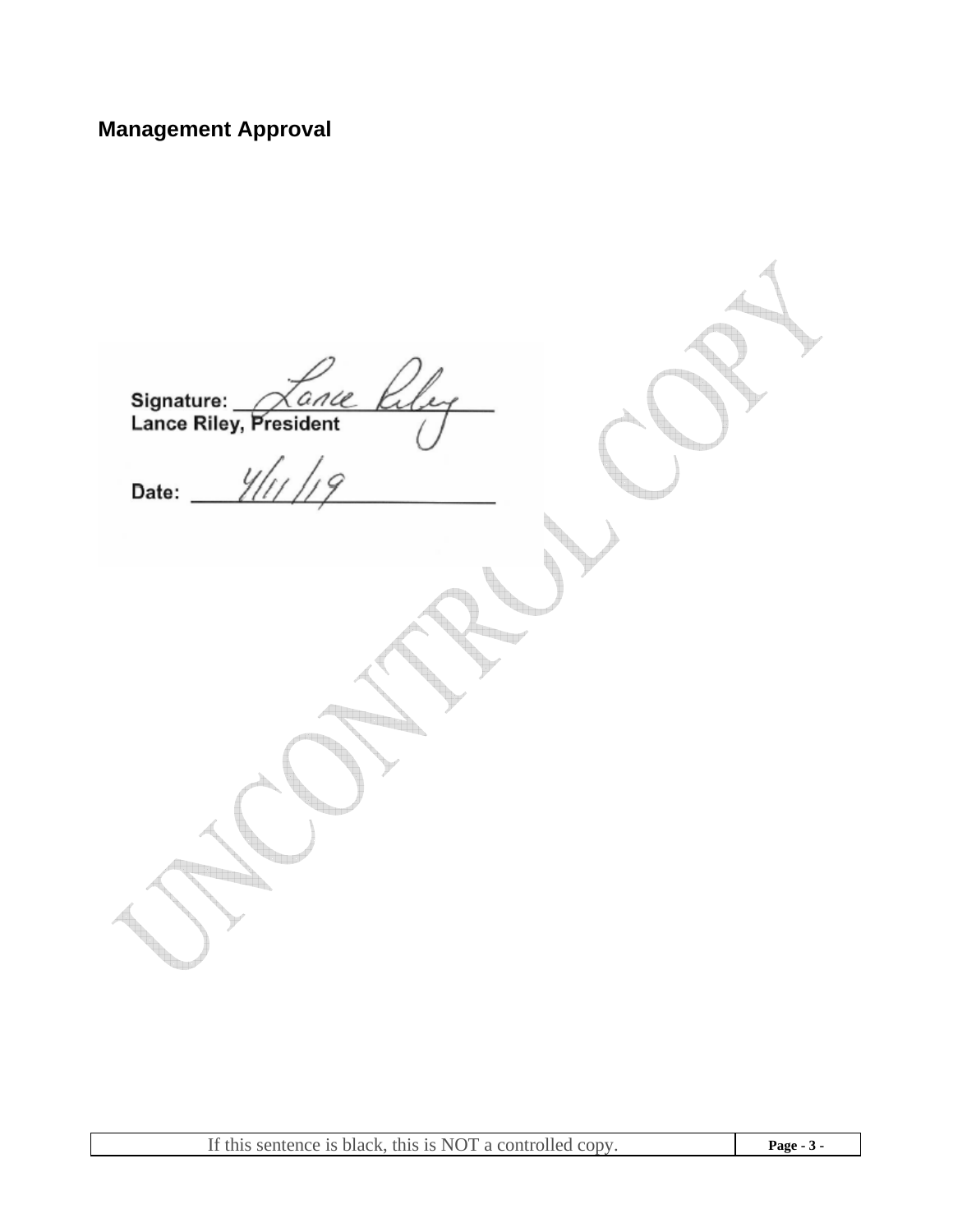## Management Approval

Signature: Lance Riley
Lance Riley, President

Date: 4/11/19

If this sentence is black, this is NOT a controlled copy.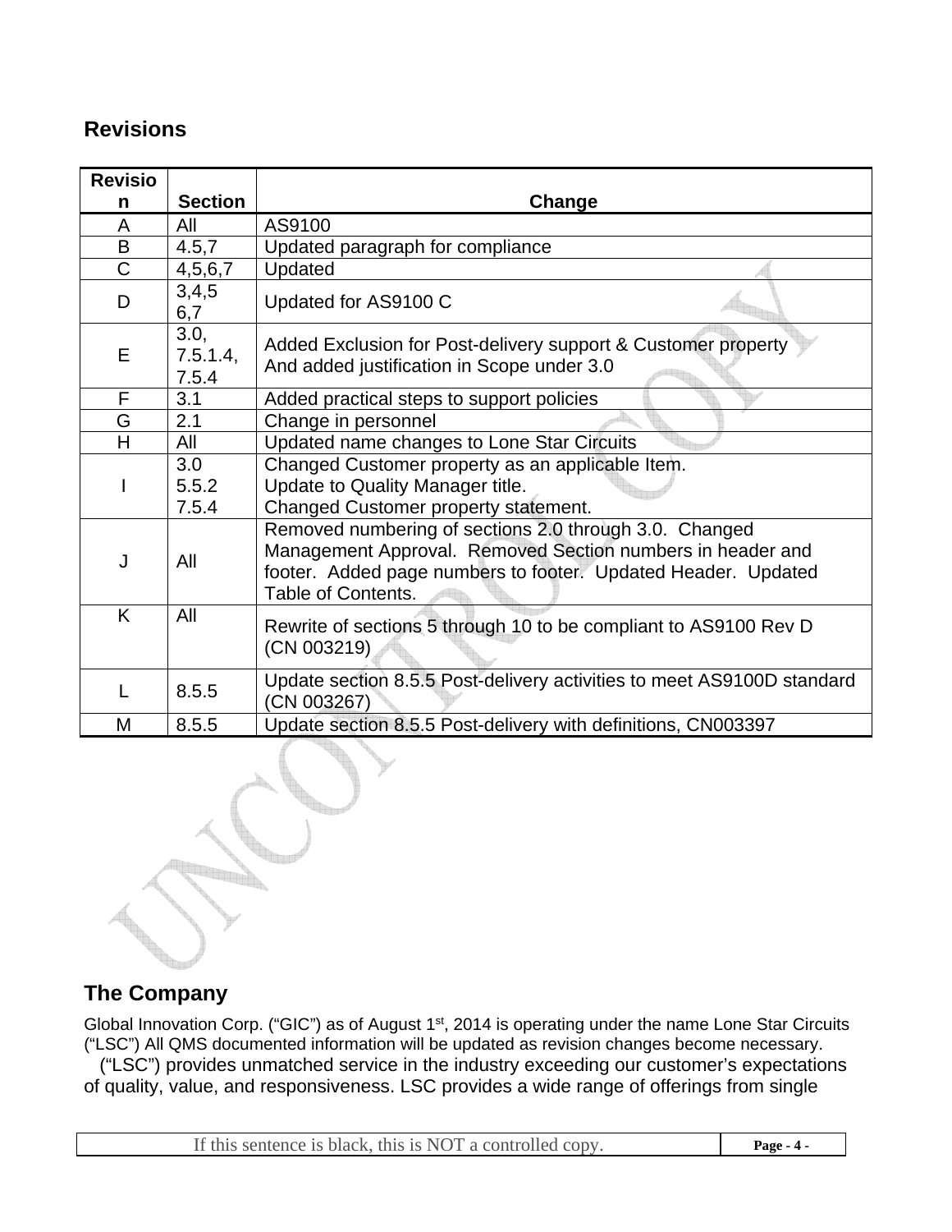## Revisions

| Revision | Section | Change |
|---|---|---|
| A | All | AS9100 |
| B | 4.5,7 | Updated paragraph for compliance |
| C | 4,5,6,7 | Updated |
| D | 3,4,5 6,7 | Updated for AS9100 C |
| E | 3.0, 7.5.1.4, 7.5.4 | Added Exclusion for Post-delivery support & Customer property And added justification in Scope under 3.0 |
| F | 3.1 | Added practical steps to support policies |
| G | 2.1 | Change in personnel |
| H | All | Updated name changes to Lone Star Circuits |
| I | 3.0 5.5.2 7.5.4 | Changed Customer property as an applicable Item. Update to Quality Manager title. Changed Customer property statement. |
| J | All | Removed numbering of sections 2.0 through 3.0. Changed Management Approval. Removed Section numbers in header and footer. Added page numbers to footer. Updated Header. Updated Table of Contents. |
| K | All | Rewrite of sections 5 through 10 to be compliant to AS9100 Rev D (CN 003219) |
| L | 8.5.5 | Update section 8.5.5 Post-delivery activities to meet AS9100D standard (CN 003267) |
| M | 8.5.5 | Update section 8.5.5 Post-delivery with definitions, CN003397 |

## The Company

Global Innovation Corp. ("GIC") as of August 1st, 2014 is operating under the name Lone Star Circuits ("LSC") All QMS documented information will be updated as revision changes become necessary.

("LSC") provides unmatched service in the industry exceeding our customer's expectations of quality, value, and responsiveness. LSC provides a wide range of offerings from single

If this sentence is black, this is NOT a controlled copy.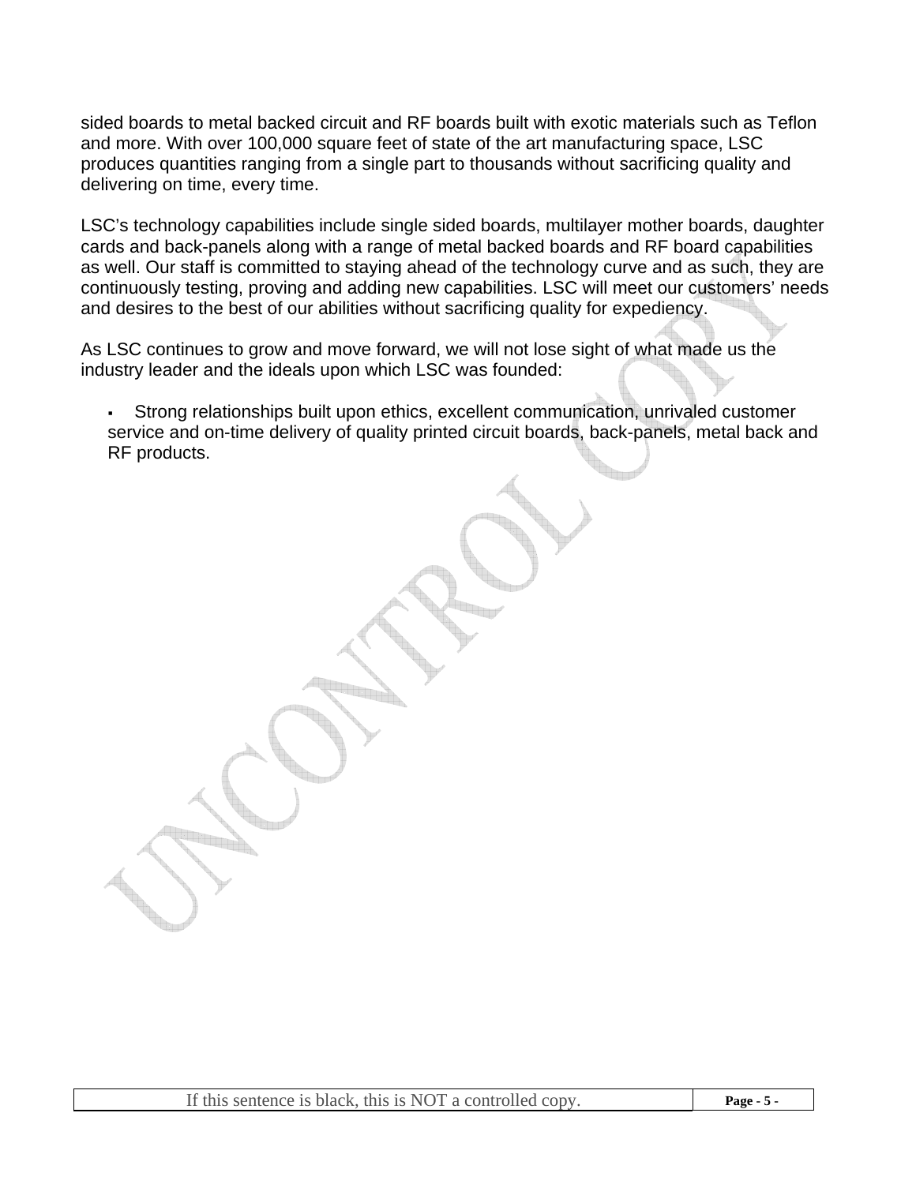sided boards to metal backed circuit and RF boards built with exotic materials such as Teflon and more. With over 100,000 square feet of state of the art manufacturing space, LSC produces quantities ranging from a single part to thousands without sacrificing quality and delivering on time, every time.

LSC's technology capabilities include single sided boards, multilayer mother boards, daughter cards and back-panels along with a range of metal backed boards and RF board capabilities as well. Our staff is committed to staying ahead of the technology curve and as such, they are continuously testing, proving and adding new capabilities. LSC will meet our customers' needs and desires to the best of our abilities without sacrificing quality for expediency.

As LSC continues to grow and move forward, we will not lose sight of what made us the industry leader and the ideals upon which LSC was founded:

- Strong relationships built upon ethics, excellent communication, unrivaled customer service and on-time delivery of quality printed circuit boards, back-panels, metal back and RF products.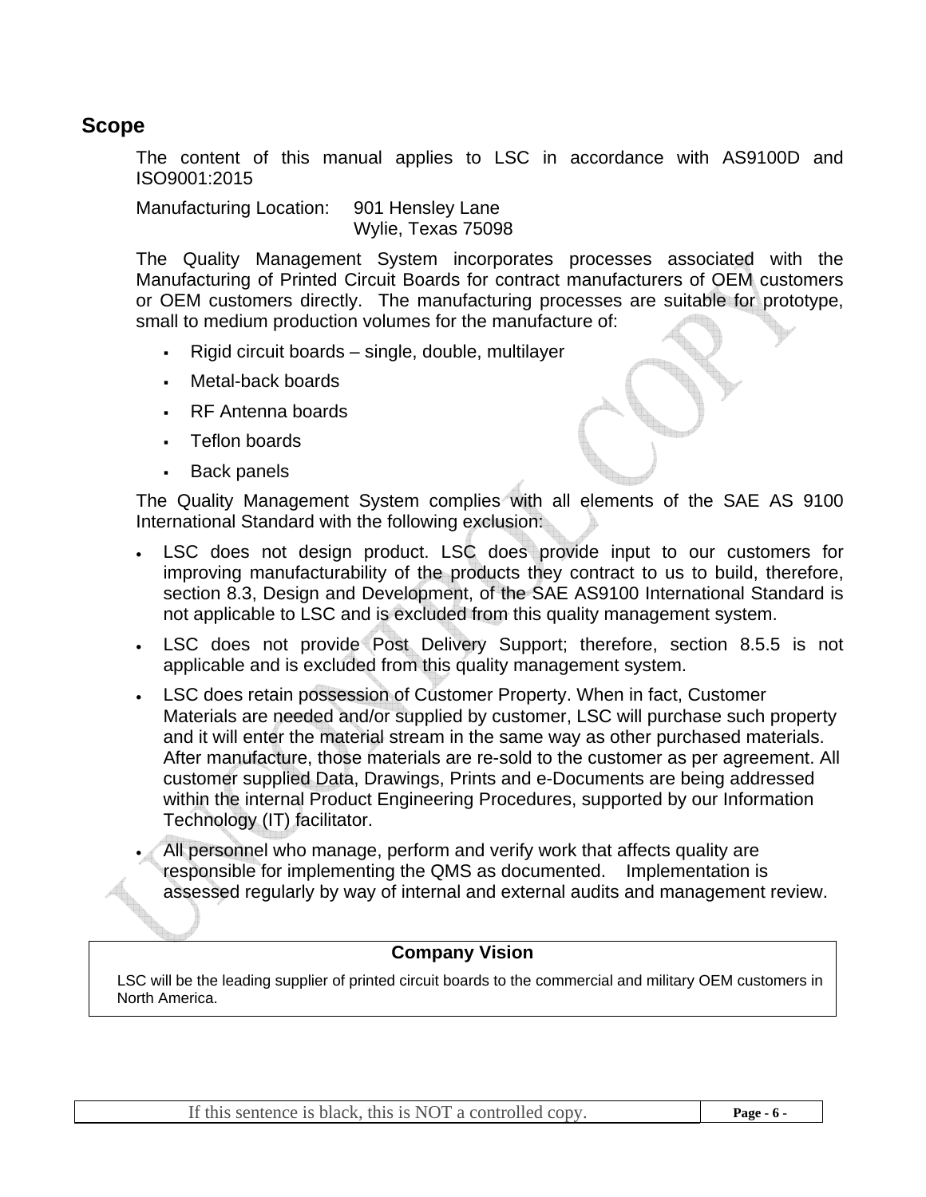## Scope

The content of this manual applies to LSC in accordance with AS9100D and ISO9001:2015

Manufacturing Location: 901 Hensley Lane
Wylie, Texas 75098

The Quality Management System incorporates processes associated with the Manufacturing of Printed Circuit Boards for contract manufacturers of OEM customers or OEM customers directly. The manufacturing processes are suitable for prototype, small to medium production volumes for the manufacture of:

- Rigid circuit boards – single, double, multilayer
- Metal-back boards
- RF Antenna boards
- Teflon boards
- Back panels

The Quality Management System complies with all elements of the SAE AS 9100 International Standard with the following exclusion:

- LSC does not design product. LSC does provide input to our customers for improving manufacturability of the products they contract to us to build, therefore, section 8.3, Design and Development, of the SAE AS9100 International Standard is not applicable to LSC and is excluded from this quality management system.
- LSC does not provide Post Delivery Support; therefore, section 8.5.5 is not applicable and is excluded from this quality management system.
- LSC does retain possession of Customer Property. When in fact, Customer Materials are needed and/or supplied by customer, LSC will purchase such property and it will enter the material stream in the same way as other purchased materials. After manufacture, those materials are re-sold to the customer as per agreement. All customer supplied Data, Drawings, Prints and e-Documents are being addressed within the internal Product Engineering Procedures, supported by our Information Technology (IT) facilitator.
- All personnel who manage, perform and verify work that affects quality are responsible for implementing the QMS as documented. Implementation is assessed regularly by way of internal and external audits and management review.

| **Company Vision** |
| --- |
| LSC will be the leading supplier of printed circuit boards to the commercial and military OEM customers in North America. |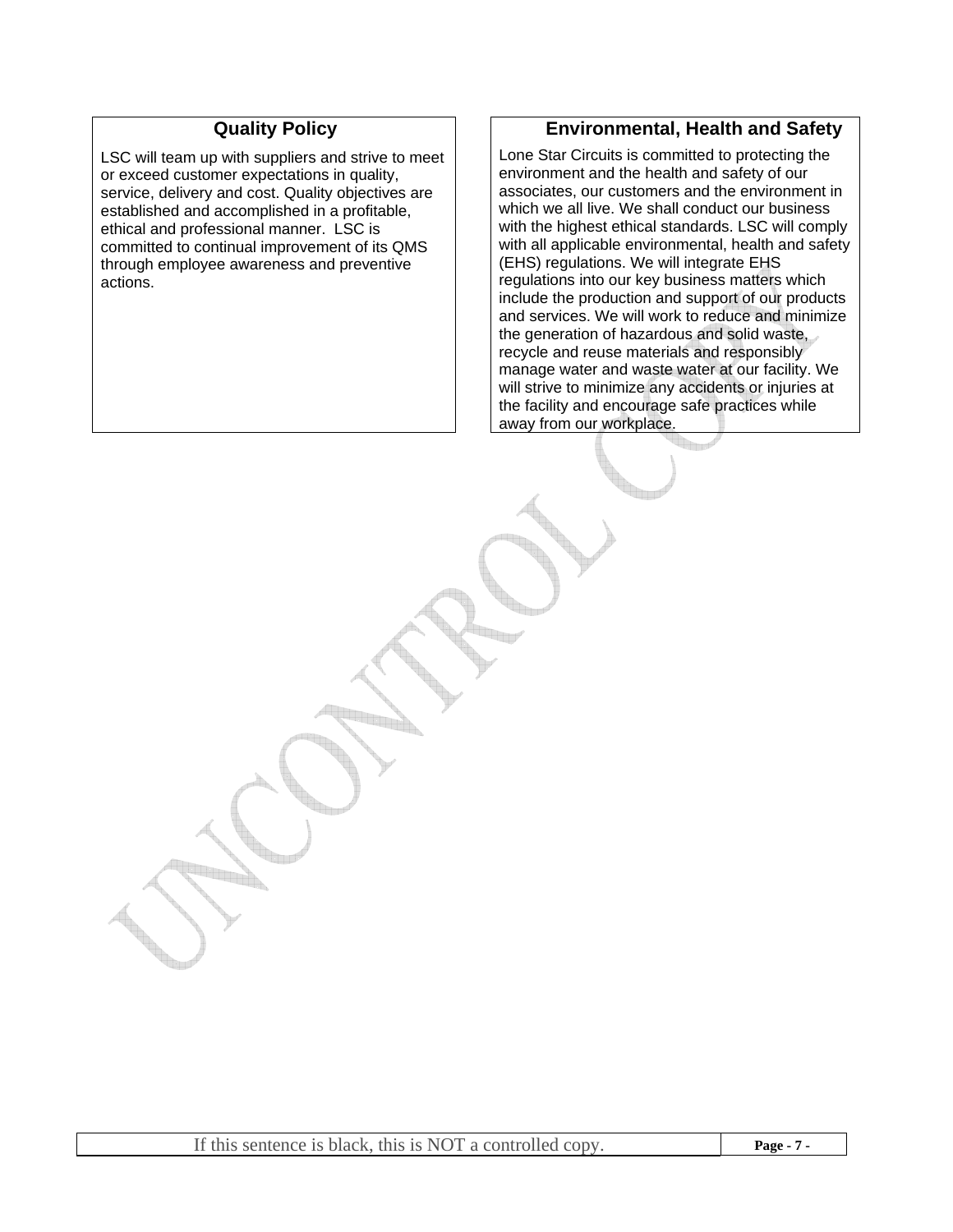## Quality Policy

LSC will team up with suppliers and strive to meet or exceed customer expectations in quality, service, delivery and cost. Quality objectives are established and accomplished in a profitable, ethical and professional manner. LSC is committed to continual improvement of its QMS through employee awareness and preventive actions.

## Environmental, Health and Safety

Lone Star Circuits is committed to protecting the environment and the health and safety of our associates, our customers and the environment in which we all live. We shall conduct our business with the highest ethical standards. LSC will comply with all applicable environmental, health and safety (EHS) regulations. We will integrate EHS regulations into our key business matters which include the production and support of our products and services. We will work to reduce and minimize the generation of hazardous and solid waste, recycle and reuse materials and responsibly manage water and waste water at our facility. We will strive to minimize any accidents or injuries at the facility and encourage safe practices while away from our workplace.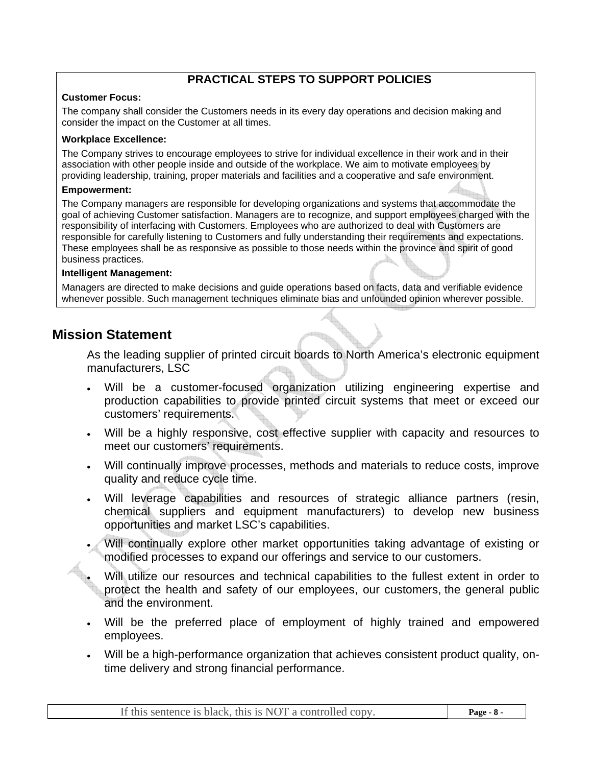## PRACTICAL STEPS TO SUPPORT POLICIES

**Customer Focus:**

The company shall consider the Customers needs in its every day operations and decision making and consider the impact on the Customer at all times.

**Workplace Excellence:**

The Company strives to encourage employees to strive for individual excellence in their work and in their association with other people inside and outside of the workplace. We aim to motivate employees by providing leadership, training, proper materials and facilities and a cooperative and safe environment.

**Empowerment:**

The Company managers are responsible for developing organizations and systems that accommodate the goal of achieving Customer satisfaction. Managers are to recognize, and support employees charged with the responsibility of interfacing with Customers. Employees who are authorized to deal with Customers are responsible for carefully listening to Customers and fully understanding their requirements and expectations. These employees shall be as responsive as possible to those needs within the province and spirit of good business practices.

**Intelligent Management:**

Managers are directed to make decisions and guide operations based on facts, data and verifiable evidence whenever possible. Such management techniques eliminate bias and unfounded opinion wherever possible.

## Mission Statement

As the leading supplier of printed circuit boards to North America's electronic equipment manufacturers, LSC

- Will be a customer-focused organization utilizing engineering expertise and production capabilities to provide printed circuit systems that meet or exceed our customers' requirements.
- Will be a highly responsive, cost effective supplier with capacity and resources to meet our customers' requirements.
- Will continually improve processes, methods and materials to reduce costs, improve quality and reduce cycle time.
- Will leverage capabilities and resources of strategic alliance partners (resin, chemical suppliers and equipment manufacturers) to develop new business opportunities and market LSC's capabilities.
- Will continually explore other market opportunities taking advantage of existing or modified processes to expand our offerings and service to our customers.
- Will utilize our resources and technical capabilities to the fullest extent in order to protect the health and safety of our employees, our customers, the general public and the environment.
- Will be the preferred place of employment of highly trained and empowered employees.
- Will be a high-performance organization that achieves consistent product quality, on-time delivery and strong financial performance.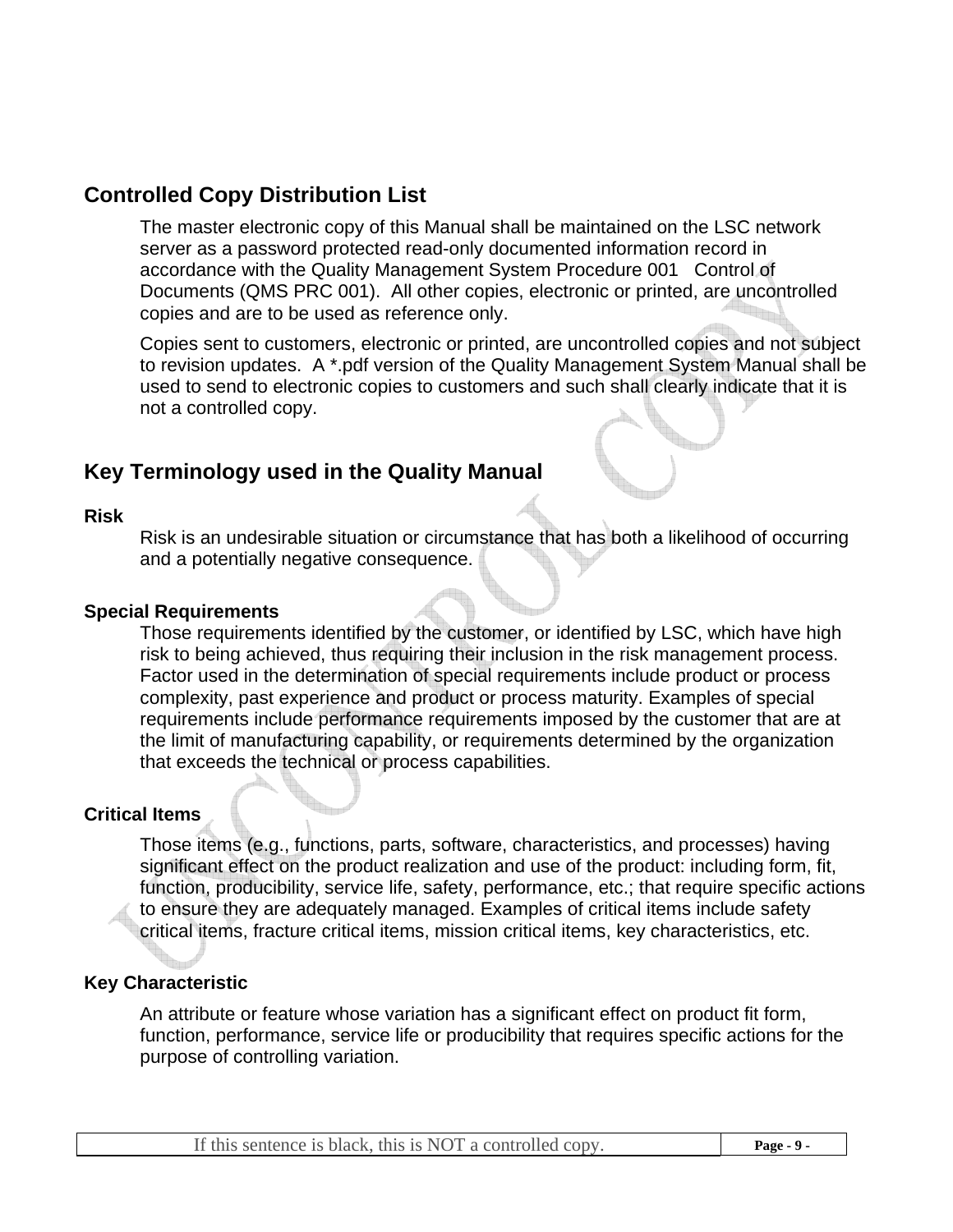## Controlled Copy Distribution List

The master electronic copy of this Manual shall be maintained on the LSC network server as a password protected read-only documented information record in accordance with the Quality Management System Procedure 001 Control of Documents (QMS PRC 001). All other copies, electronic or printed, are uncontrolled copies and are to be used as reference only.

Copies sent to customers, electronic or printed, are uncontrolled copies and not subject to revision updates. A *.pdf version of the Quality Management System Manual shall be used to send to electronic copies to customers and such shall clearly indicate that it is not a controlled copy.

## Key Terminology used in the Quality Manual

### Risk

Risk is an undesirable situation or circumstance that has both a likelihood of occurring and a potentially negative consequence.

### Special Requirements

Those requirements identified by the customer, or identified by LSC, which have high risk to being achieved, thus requiring their inclusion in the risk management process. Factor used in the determination of special requirements include product or process complexity, past experience and product or process maturity. Examples of special requirements include performance requirements imposed by the customer that are at the limit of manufacturing capability, or requirements determined by the organization that exceeds the technical or process capabilities.

### Critical Items

Those items (e.g., functions, parts, software, characteristics, and processes) having significant effect on the product realization and use of the product: including form, fit, function, producibility, service life, safety, performance, etc.; that require specific actions to ensure they are adequately managed. Examples of critical items include safety critical items, fracture critical items, mission critical items, key characteristics, etc.

### Key Characteristic

An attribute or feature whose variation has a significant effect on product fit form, function, performance, service life or producibility that requires specific actions for the purpose of controlling variation.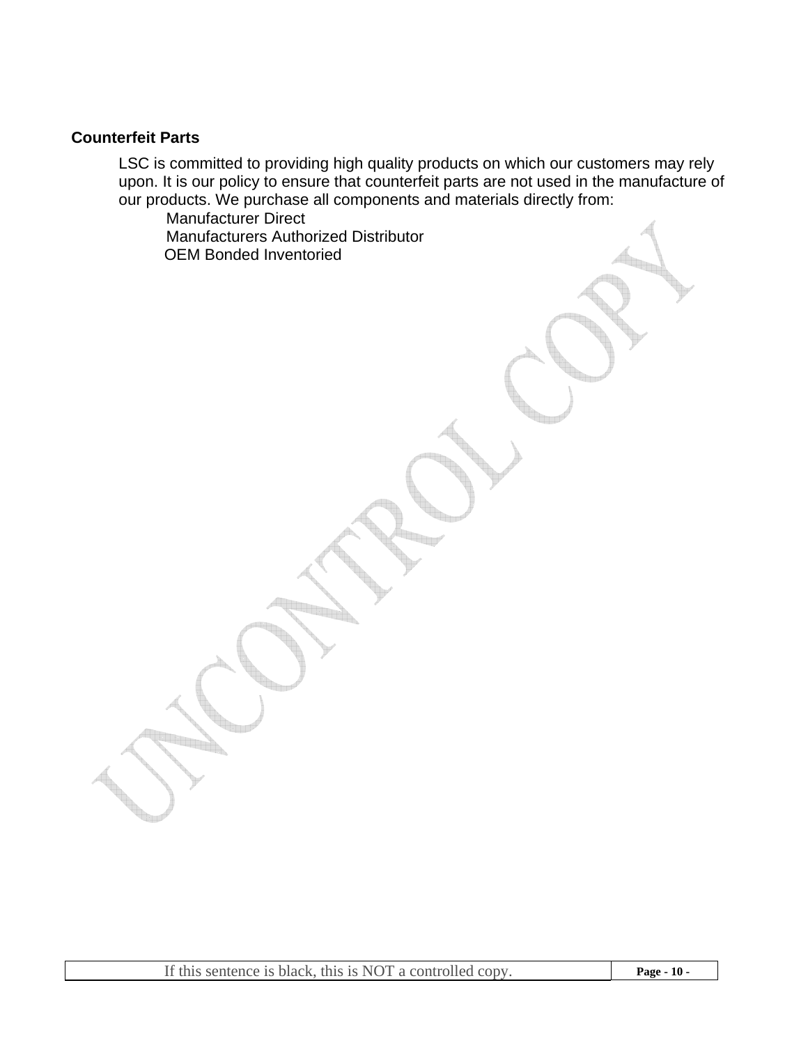## Counterfeit Parts

LSC is committed to providing high quality products on which our customers may rely upon. It is our policy to ensure that counterfeit parts are not used in the manufacture of our products. We purchase all components and materials directly from:

- Manufacturer Direct
- Manufacturers Authorized Distributor
- OEM Bonded Inventoried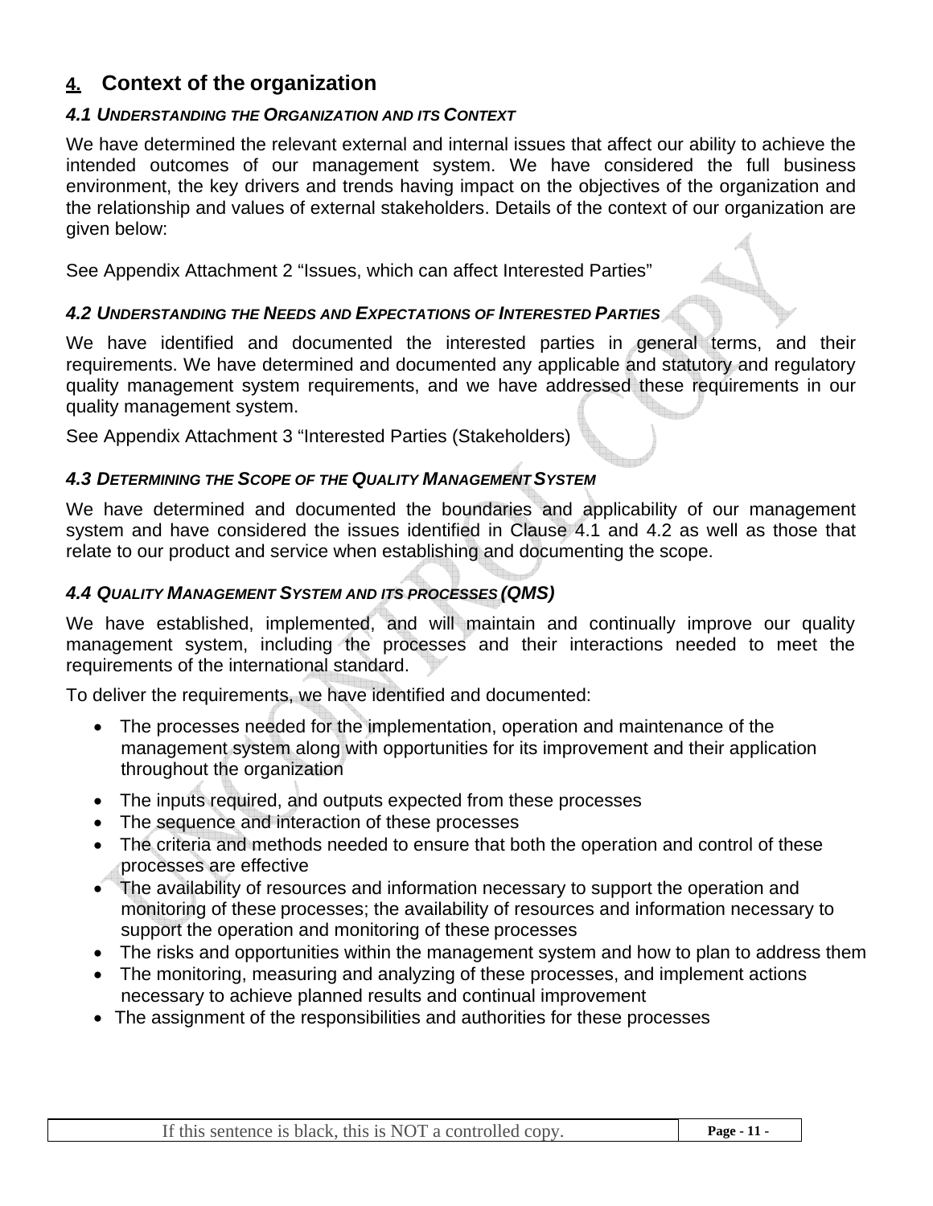# 4. Context of the organization

### *4.1 Understanding the Organization and its Context*

We have determined the relevant external and internal issues that affect our ability to achieve the intended outcomes of our management system. We have considered the full business environment, the key drivers and trends having impact on the objectives of the organization and the relationship and values of external stakeholders. Details of the context of our organization are given below:

See Appendix Attachment 2 "Issues, which can affect Interested Parties"

### *4.2 Understanding the Needs and Expectations of Interested Parties*

We have identified and documented the interested parties in general terms, and their requirements. We have determined and documented any applicable and statutory and regulatory quality management system requirements, and we have addressed these requirements in our quality management system.

See Appendix Attachment 3 "Interested Parties (Stakeholders)

### *4.3 Determining the Scope of the Quality Management System*

We have determined and documented the boundaries and applicability of our management system and have considered the issues identified in Clause 4.1 and 4.2 as well as those that relate to our product and service when establishing and documenting the scope.

### *4.4 Quality Management System and its processes (QMS)*

We have established, implemented, and will maintain and continually improve our quality management system, including the processes and their interactions needed to meet the requirements of the international standard.

To deliver the requirements, we have identified and documented:

- The processes needed for the implementation, operation and maintenance of the management system along with opportunities for its improvement and their application throughout the organization
- The inputs required, and outputs expected from these processes
- The sequence and interaction of these processes
- The criteria and methods needed to ensure that both the operation and control of these processes are effective
- The availability of resources and information necessary to support the operation and monitoring of these processes; the availability of resources and information necessary to support the operation and monitoring of these processes
- The risks and opportunities within the management system and how to plan to address them
- The monitoring, measuring and analyzing of these processes, and implement actions necessary to achieve planned results and continual improvement
- The assignment of the responsibilities and authorities for these processes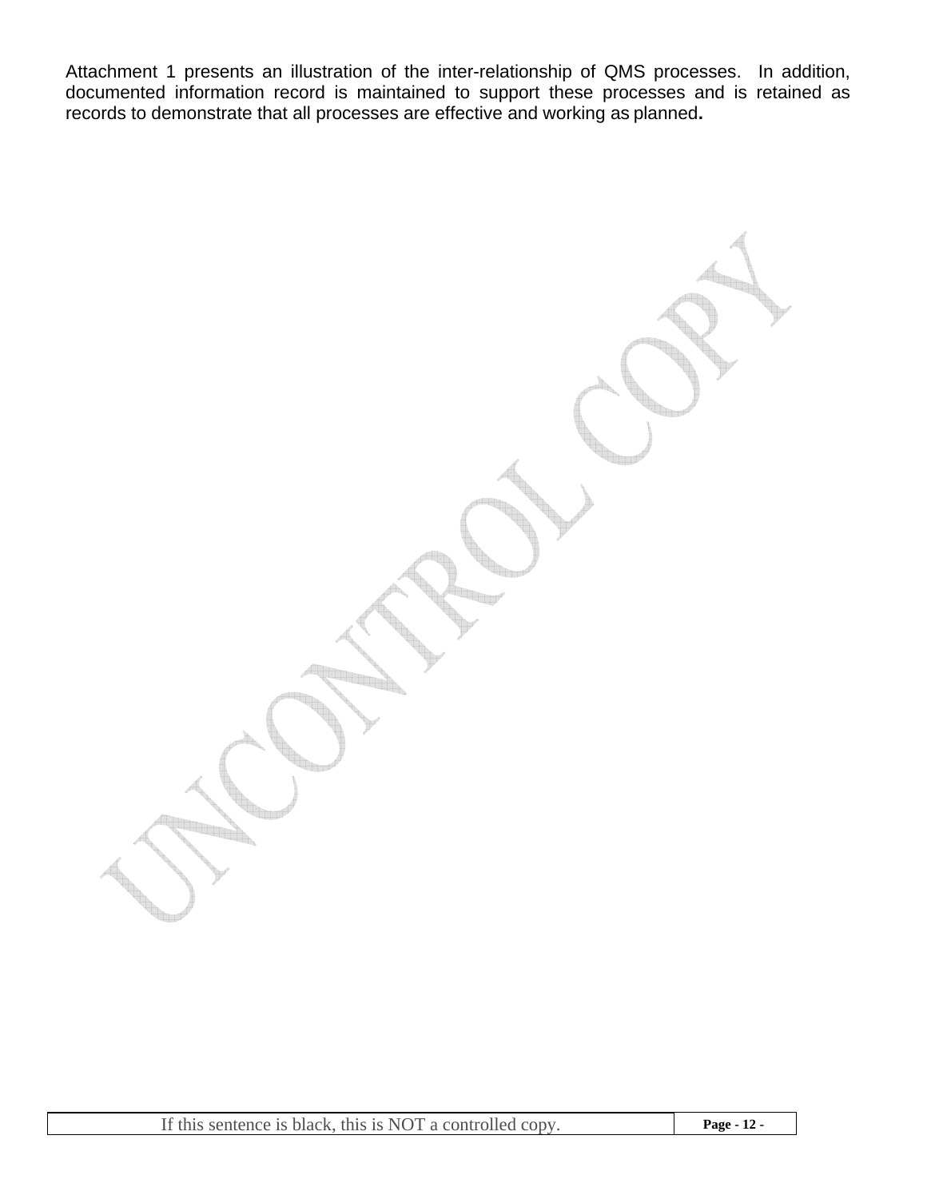Attachment 1 presents an illustration of the inter-relationship of QMS processes. In addition, documented information record is maintained to support these processes and is retained as records to demonstrate that all processes are effective and working as planned**.**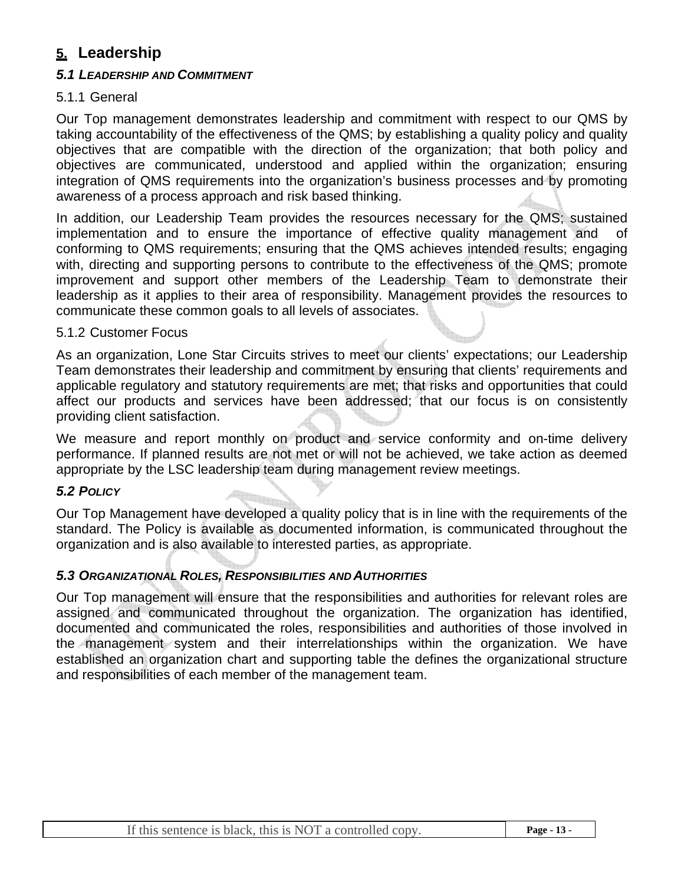# 5. Leadership

### *5.1 Leadership and Commitment*

#### 5.1.1 General

Our Top management demonstrates leadership and commitment with respect to our QMS by taking accountability of the effectiveness of the QMS; by establishing a quality policy and quality objectives that are compatible with the direction of the organization; that both policy and objectives are communicated, understood and applied within the organization; ensuring integration of QMS requirements into the organization's business processes and by promoting awareness of a process approach and risk based thinking.

In addition, our Leadership Team provides the resources necessary for the QMS; sustained implementation and to ensure the importance of effective quality management and of conforming to QMS requirements; ensuring that the QMS achieves intended results; engaging with, directing and supporting persons to contribute to the effectiveness of the QMS; promote improvement and support other members of the Leadership Team to demonstrate their leadership as it applies to their area of responsibility. Management provides the resources to communicate these common goals to all levels of associates.

#### 5.1.2 Customer Focus

As an organization, Lone Star Circuits strives to meet our clients' expectations; our Leadership Team demonstrates their leadership and commitment by ensuring that clients' requirements and applicable regulatory and statutory requirements are met; that risks and opportunities that could affect our products and services have been addressed; that our focus is on consistently providing client satisfaction.

We measure and report monthly on product and service conformity and on-time delivery performance. If planned results are not met or will not be achieved, we take action as deemed appropriate by the LSC leadership team during management review meetings.

### *5.2 Policy*

Our Top Management have developed a quality policy that is in line with the requirements of the standard. The Policy is available as documented information, is communicated throughout the organization and is also available to interested parties, as appropriate.

### *5.3 Organizational Roles, Responsibilities and Authorities*

Our Top management will ensure that the responsibilities and authorities for relevant roles are assigned and communicated throughout the organization. The organization has identified, documented and communicated the roles, responsibilities and authorities of those involved in the management system and their interrelationships within the organization. We have established an organization chart and supporting table the defines the organizational structure and responsibilities of each member of the management team.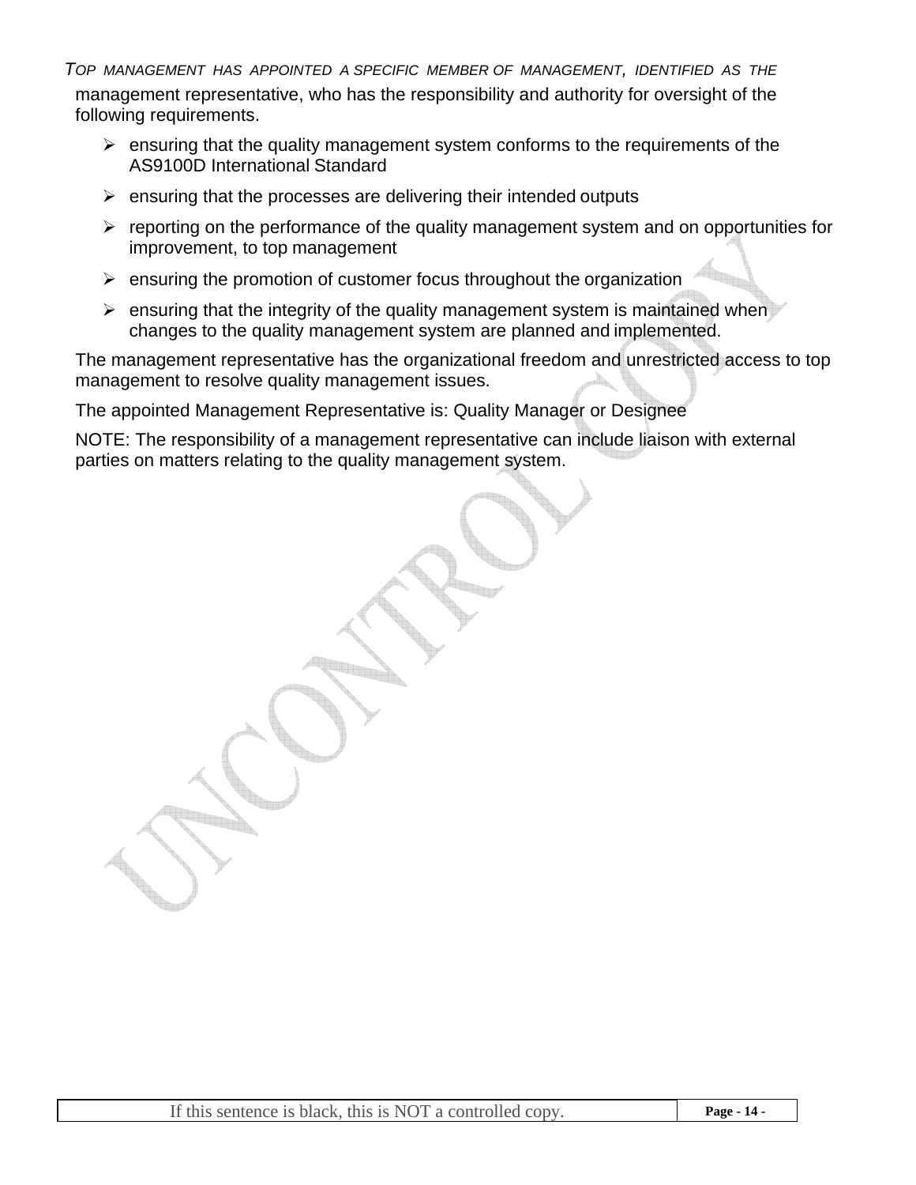TOP MANAGEMENT HAS APPOINTED A SPECIFIC MEMBER OF MANAGEMENT, IDENTIFIED AS THE management representative, who has the responsibility and authority for oversight of the following requirements.

- ensuring that the quality management system conforms to the requirements of the AS9100D International Standard
- ensuring that the processes are delivering their intended outputs
- reporting on the performance of the quality management system and on opportunities for improvement, to top management
- ensuring the promotion of customer focus throughout the organization
- ensuring that the integrity of the quality management system is maintained when changes to the quality management system are planned and implemented.

The management representative has the organizational freedom and unrestricted access to top management to resolve quality management issues.

The appointed Management Representative is: Quality Manager or Designee

NOTE: The responsibility of a management representative can include liaison with external parties on matters relating to the quality management system.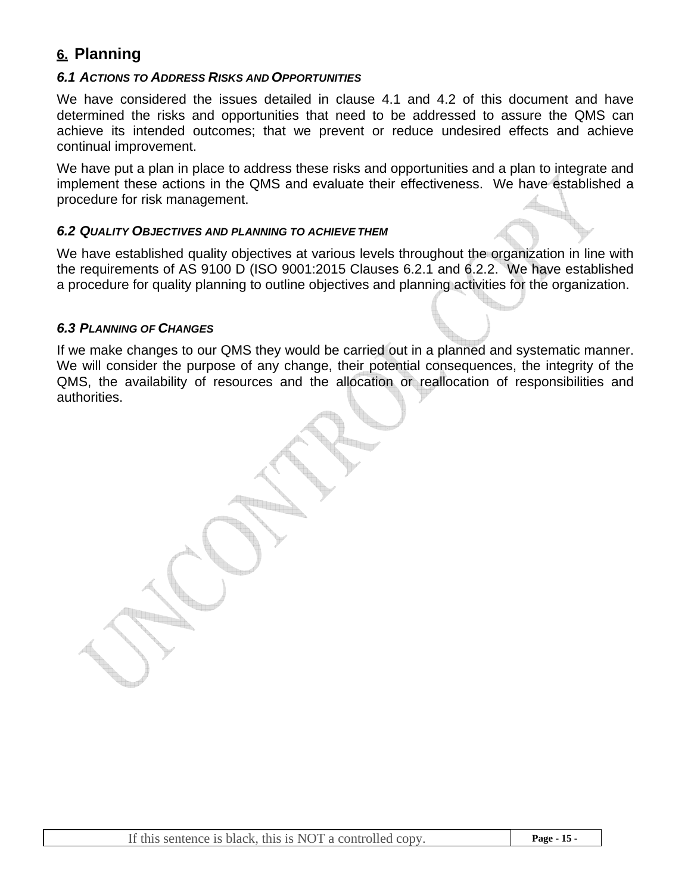## 6. Planning

### *6.1 Actions to Address Risks and Opportunities*

We have considered the issues detailed in clause 4.1 and 4.2 of this document and have determined the risks and opportunities that need to be addressed to assure the QMS can achieve its intended outcomes; that we prevent or reduce undesired effects and achieve continual improvement.

We have put a plan in place to address these risks and opportunities and a plan to integrate and implement these actions in the QMS and evaluate their effectiveness. We have established a procedure for risk management.

### *6.2 Quality Objectives and planning to achieve them*

We have established quality objectives at various levels throughout the organization in line with the requirements of AS 9100 D (ISO 9001:2015 Clauses 6.2.1 and 6.2.2. We have established a procedure for quality planning to outline objectives and planning activities for the organization.

### *6.3 Planning of Changes*

If we make changes to our QMS they would be carried out in a planned and systematic manner. We will consider the purpose of any change, their potential consequences, the integrity of the QMS, the availability of resources and the allocation or reallocation of responsibilities and authorities.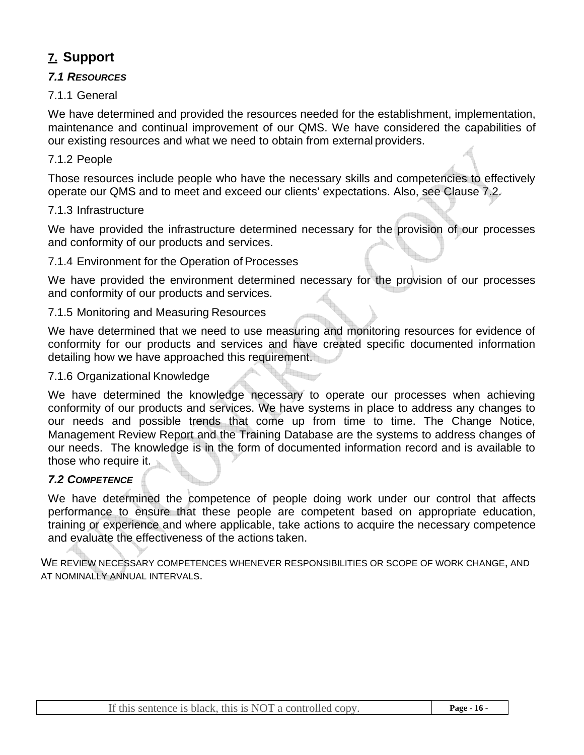# 7. Support

## *7.1 Resources*

### 7.1.1 General

We have determined and provided the resources needed for the establishment, implementation, maintenance and continual improvement of our QMS. We have considered the capabilities of our existing resources and what we need to obtain from external providers.

### 7.1.2 People

Those resources include people who have the necessary skills and competencies to effectively operate our QMS and to meet and exceed our clients' expectations. Also, see Clause 7.2.

### 7.1.3 Infrastructure

We have provided the infrastructure determined necessary for the provision of our processes and conformity of our products and services.

### 7.1.4 Environment for the Operation of Processes

We have provided the environment determined necessary for the provision of our processes and conformity of our products and services.

### 7.1.5 Monitoring and Measuring Resources

We have determined that we need to use measuring and monitoring resources for evidence of conformity for our products and services and have created specific documented information detailing how we have approached this requirement.

### 7.1.6 Organizational Knowledge

We have determined the knowledge necessary to operate our processes when achieving conformity of our products and services. We have systems in place to address any changes to our needs and possible trends that come up from time to time. The Change Notice, Management Review Report and the Training Database are the systems to address changes of our needs. The knowledge is in the form of documented information record and is available to those who require it.

## *7.2 Competence*

We have determined the competence of people doing work under our control that affects performance to ensure that these people are competent based on appropriate education, training or experience and where applicable, take actions to acquire the necessary competence and evaluate the effectiveness of the actions taken.

WE REVIEW NECESSARY COMPETENCES WHENEVER RESPONSIBILITIES OR SCOPE OF WORK CHANGE, AND AT NOMINALLY ANNUAL INTERVALS.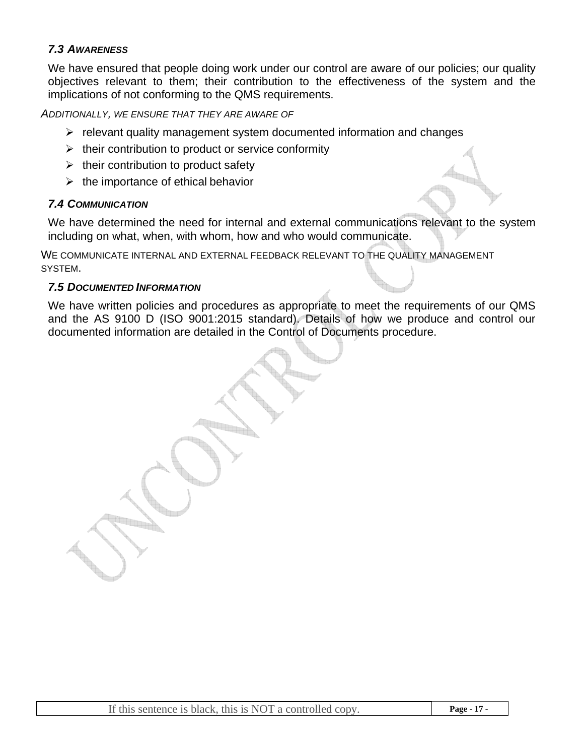### *7.3 Awareness*

We have ensured that people doing work under our control are aware of our policies; our quality objectives relevant to them; their contribution to the effectiveness of the system and the implications of not conforming to the QMS requirements.

*ADDITIONALLY, WE ENSURE THAT THEY ARE AWARE OF*

- relevant quality management system documented information and changes
- their contribution to product or service conformity
- their contribution to product safety
- the importance of ethical behavior

### *7.4 Communication*

We have determined the need for internal and external communications relevant to the system including on what, when, with whom, how and who would communicate.

WE COMMUNICATE INTERNAL AND EXTERNAL FEEDBACK RELEVANT TO THE QUALITY MANAGEMENT SYSTEM.

### *7.5 Documented Information*

We have written policies and procedures as appropriate to meet the requirements of our QMS and the AS 9100 D (ISO 9001:2015 standard). Details of how we produce and control our documented information are detailed in the Control of Documents procedure.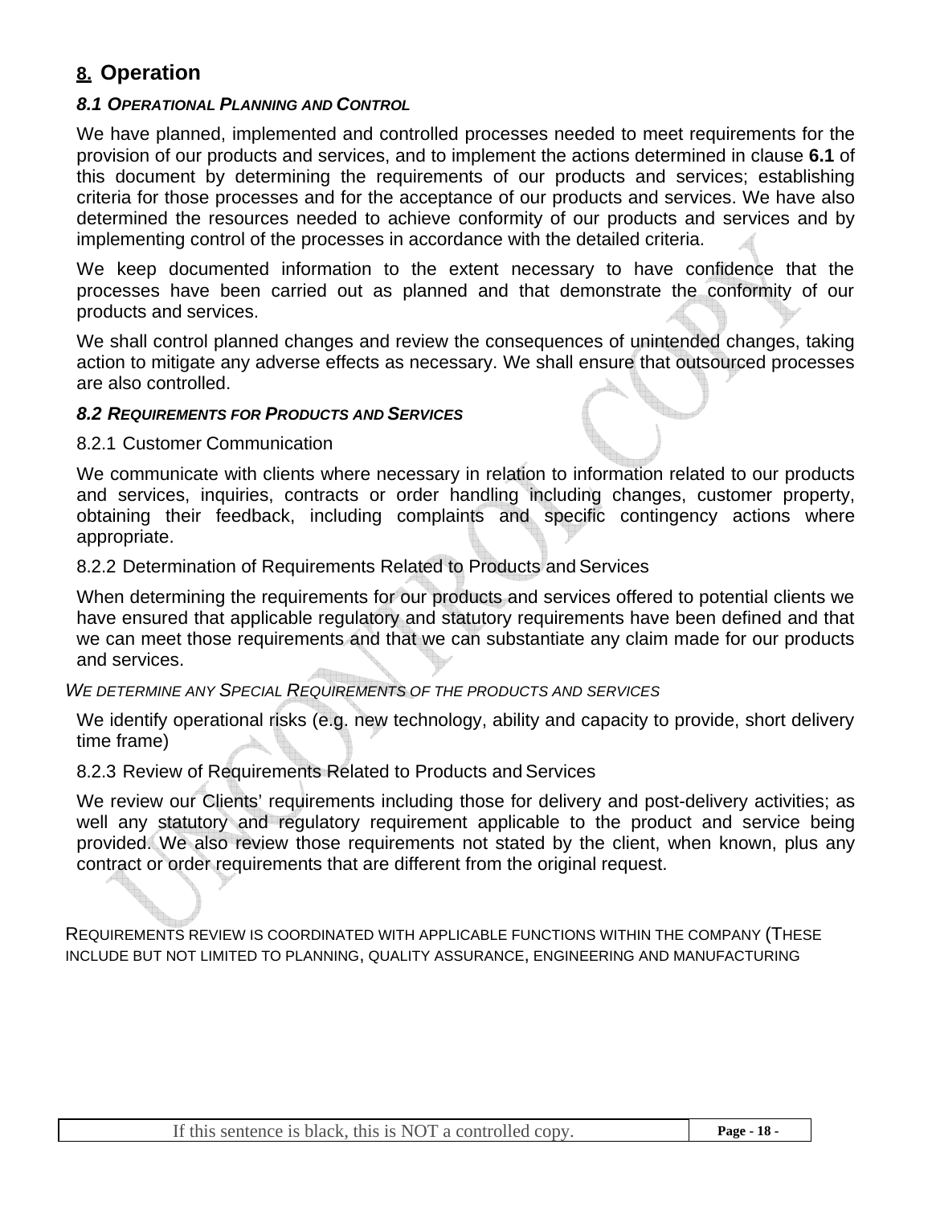## 8. Operation

### *8.1 OPERATIONAL PLANNING AND CONTROL*

We have planned, implemented and controlled processes needed to meet requirements for the provision of our products and services, and to implement the actions determined in clause **6.1** of this document by determining the requirements of our products and services; establishing criteria for those processes and for the acceptance of our products and services. We have also determined the resources needed to achieve conformity of our products and services and by implementing control of the processes in accordance with the detailed criteria.

We keep documented information to the extent necessary to have confidence that the processes have been carried out as planned and that demonstrate the conformity of our products and services.

We shall control planned changes and review the consequences of unintended changes, taking action to mitigate any adverse effects as necessary. We shall ensure that outsourced processes are also controlled.

### *8.2 REQUIREMENTS FOR PRODUCTS AND SERVICES*

8.2.1 Customer Communication

We communicate with clients where necessary in relation to information related to our products and services, inquiries, contracts or order handling including changes, customer property, obtaining their feedback, including complaints and specific contingency actions where appropriate.

8.2.2 Determination of Requirements Related to Products and Services

When determining the requirements for our products and services offered to potential clients we have ensured that applicable regulatory and statutory requirements have been defined and that we can meet those requirements and that we can substantiate any claim made for our products and services.

*WE DETERMINE ANY SPECIAL REQUIREMENTS OF THE PRODUCTS AND SERVICES*

We identify operational risks (e.g. new technology, ability and capacity to provide, short delivery time frame)

8.2.3 Review of Requirements Related to Products and Services

We review our Clients' requirements including those for delivery and post-delivery activities; as well any statutory and regulatory requirement applicable to the product and service being provided. We also review those requirements not stated by the client, when known, plus any contract or order requirements that are different from the original request.

REQUIREMENTS REVIEW IS COORDINATED WITH APPLICABLE FUNCTIONS WITHIN THE COMPANY (THESE INCLUDE BUT NOT LIMITED TO PLANNING, QUALITY ASSURANCE, ENGINEERING AND MANUFACTURING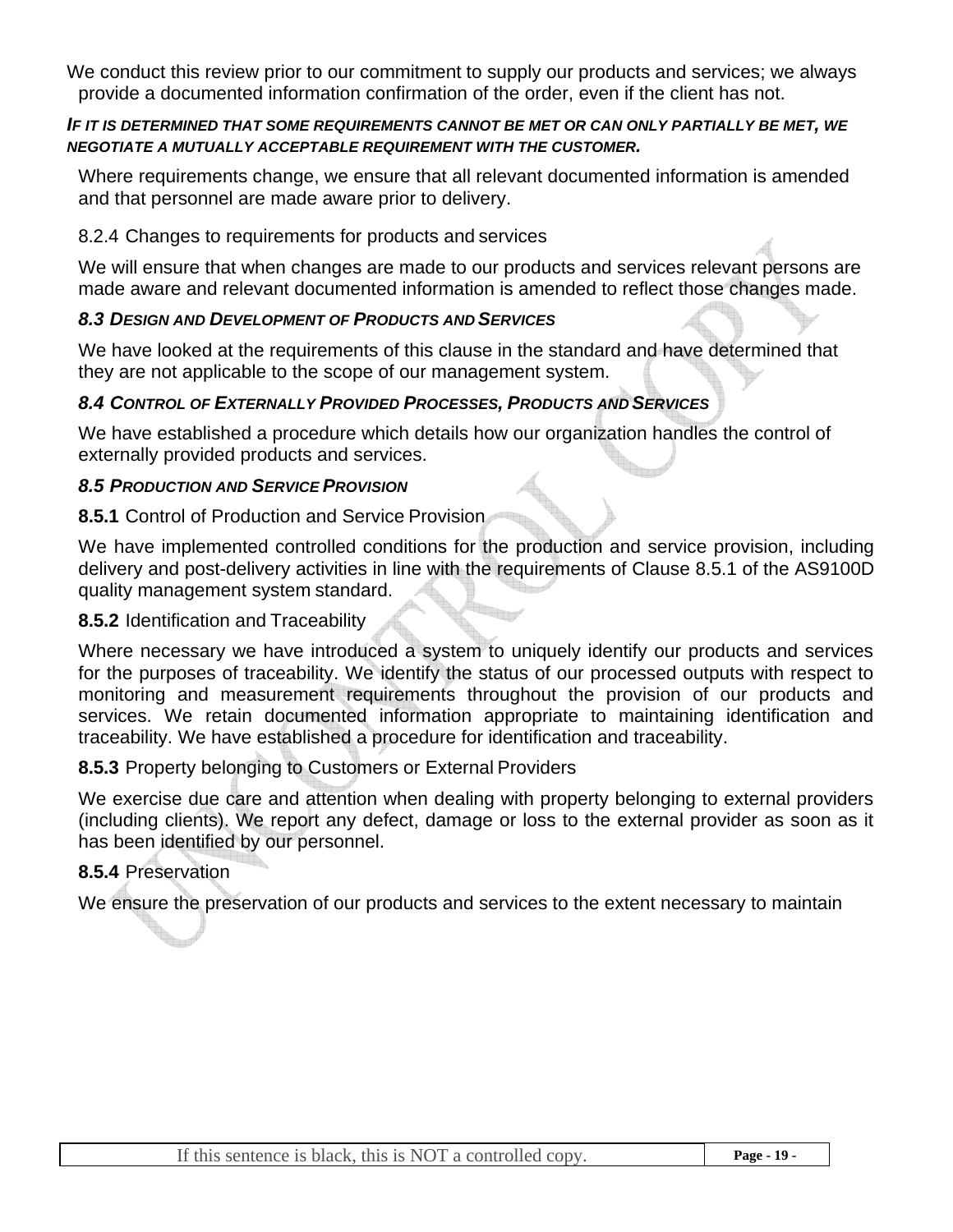We conduct this review prior to our commitment to supply our products and services; we always provide a documented information confirmation of the order, even if the client has not.

***IF IT IS DETERMINED THAT SOME REQUIREMENTS CANNOT BE MET OR CAN ONLY PARTIALLY BE MET, WE NEGOTIATE A MUTUALLY ACCEPTABLE REQUIREMENT WITH THE CUSTOMER.***

Where requirements change, we ensure that all relevant documented information is amended and that personnel are made aware prior to delivery.

8.2.4 Changes to requirements for products and services

We will ensure that when changes are made to our products and services relevant persons are made aware and relevant documented information is amended to reflect those changes made.

### *8.3 DESIGN AND DEVELOPMENT OF PRODUCTS AND SERVICES*

We have looked at the requirements of this clause in the standard and have determined that they are not applicable to the scope of our management system.

### *8.4 CONTROL OF EXTERNALLY PROVIDED PROCESSES, PRODUCTS AND SERVICES*

We have established a procedure which details how our organization handles the control of externally provided products and services.

### *8.5 PRODUCTION AND SERVICE PROVISION*

**8.5.1** Control of Production and Service Provision

We have implemented controlled conditions for the production and service provision, including delivery and post-delivery activities in line with the requirements of Clause 8.5.1 of the AS9100D quality management system standard.

**8.5.2** Identification and Traceability

Where necessary we have introduced a system to uniquely identify our products and services for the purposes of traceability. We identify the status of our processed outputs with respect to monitoring and measurement requirements throughout the provision of our products and services. We retain documented information appropriate to maintaining identification and traceability. We have established a procedure for identification and traceability.

**8.5.3** Property belonging to Customers or External Providers

We exercise due care and attention when dealing with property belonging to external providers (including clients). We report any defect, damage or loss to the external provider as soon as it has been identified by our personnel.

**8.5.4** Preservation

We ensure the preservation of our products and services to the extent necessary to maintain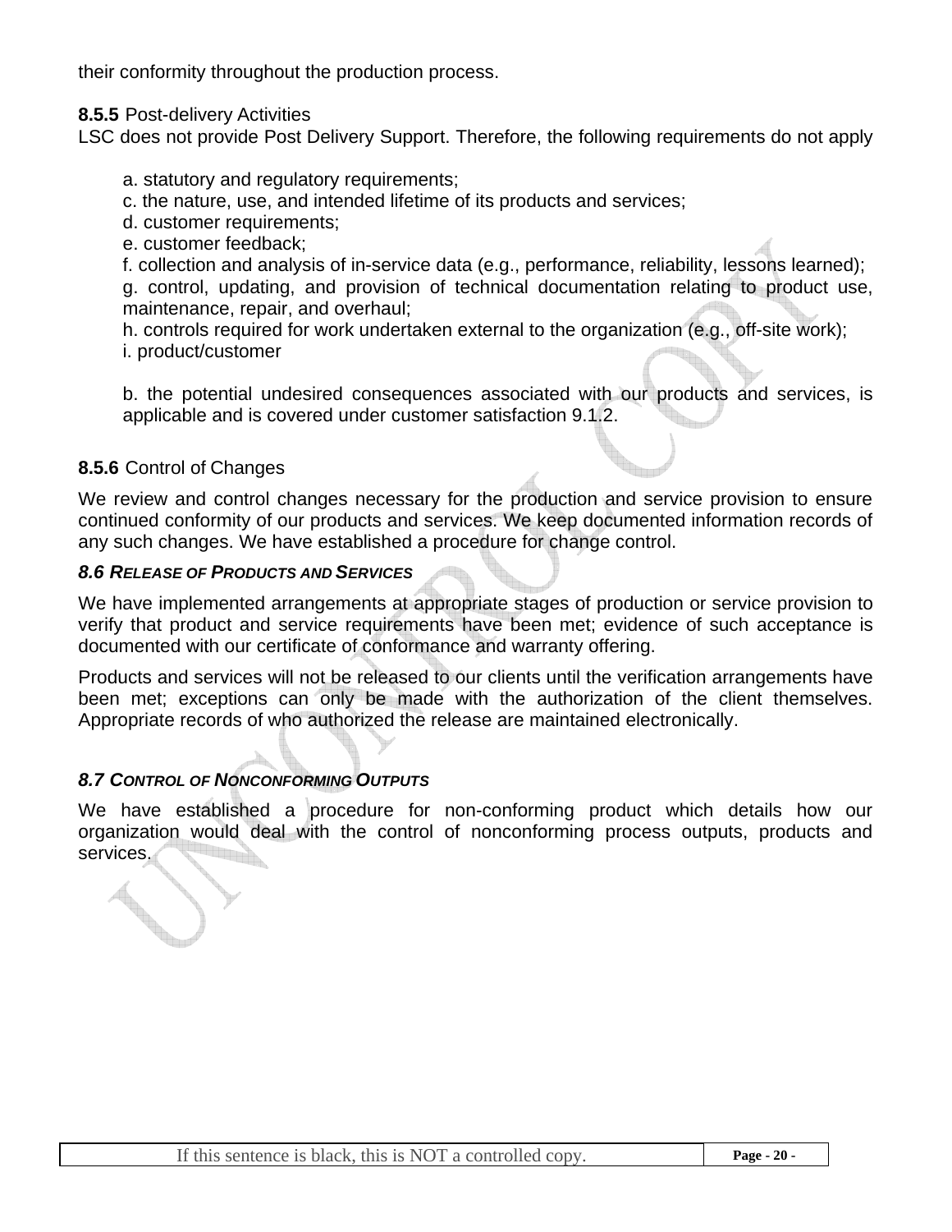their conformity throughout the production process.

**8.5.5** Post-delivery Activities
LSC does not provide Post Delivery Support. Therefore, the following requirements do not apply

a. statutory and regulatory requirements;
c. the nature, use, and intended lifetime of its products and services;
d. customer requirements;
e. customer feedback;
f. collection and analysis of in-service data (e.g., performance, reliability, lessons learned);
g. control, updating, and provision of technical documentation relating to product use, maintenance, repair, and overhaul;
h. controls required for work undertaken external to the organization (e.g., off-site work);
i. product/customer

b. the potential undesired consequences associated with our products and services, is applicable and is covered under customer satisfaction 9.1.2.

**8.5.6** Control of Changes

We review and control changes necessary for the production and service provision to ensure continued conformity of our products and services. We keep documented information records of any such changes. We have established a procedure for change control.

***8.6 RELEASE OF PRODUCTS AND SERVICES***

We have implemented arrangements at appropriate stages of production or service provision to verify that product and service requirements have been met; evidence of such acceptance is documented with our certificate of conformance and warranty offering.

Products and services will not be released to our clients until the verification arrangements have been met; exceptions can only be made with the authorization of the client themselves. Appropriate records of who authorized the release are maintained electronically.

***8.7 CONTROL OF NONCONFORMING OUTPUTS***

We have established a procedure for non-conforming product which details how our organization would deal with the control of nonconforming process outputs, products and services.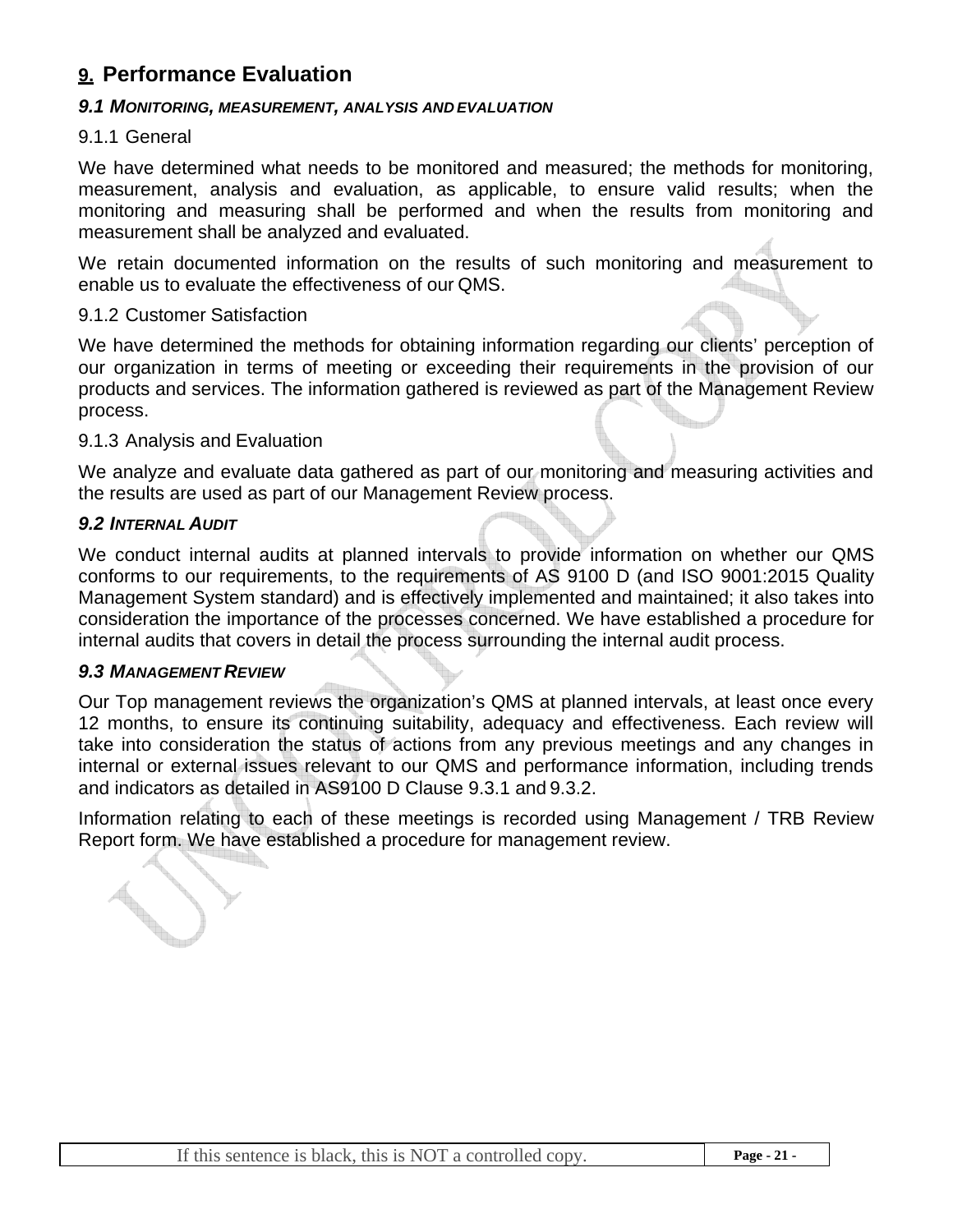# 9. Performance Evaluation

### *9.1 MONITORING, MEASUREMENT, ANALYSIS AND EVALUATION*

9.1.1 General

We have determined what needs to be monitored and measured; the methods for monitoring, measurement, analysis and evaluation, as applicable, to ensure valid results; when the monitoring and measuring shall be performed and when the results from monitoring and measurement shall be analyzed and evaluated.

We retain documented information on the results of such monitoring and measurement to enable us to evaluate the effectiveness of our QMS.

9.1.2 Customer Satisfaction

We have determined the methods for obtaining information regarding our clients' perception of our organization in terms of meeting or exceeding their requirements in the provision of our products and services. The information gathered is reviewed as part of the Management Review process.

9.1.3 Analysis and Evaluation

We analyze and evaluate data gathered as part of our monitoring and measuring activities and the results are used as part of our Management Review process.

### *9.2 INTERNAL AUDIT*

We conduct internal audits at planned intervals to provide information on whether our QMS conforms to our requirements, to the requirements of AS 9100 D (and ISO 9001:2015 Quality Management System standard) and is effectively implemented and maintained; it also takes into consideration the importance of the processes concerned. We have established a procedure for internal audits that covers in detail the process surrounding the internal audit process.

### *9.3 MANAGEMENT REVIEW*

Our Top management reviews the organization's QMS at planned intervals, at least once every 12 months, to ensure its continuing suitability, adequacy and effectiveness. Each review will take into consideration the status of actions from any previous meetings and any changes in internal or external issues relevant to our QMS and performance information, including trends and indicators as detailed in AS9100 D Clause 9.3.1 and 9.3.2.

Information relating to each of these meetings is recorded using Management / TRB Review Report form. We have established a procedure for management review.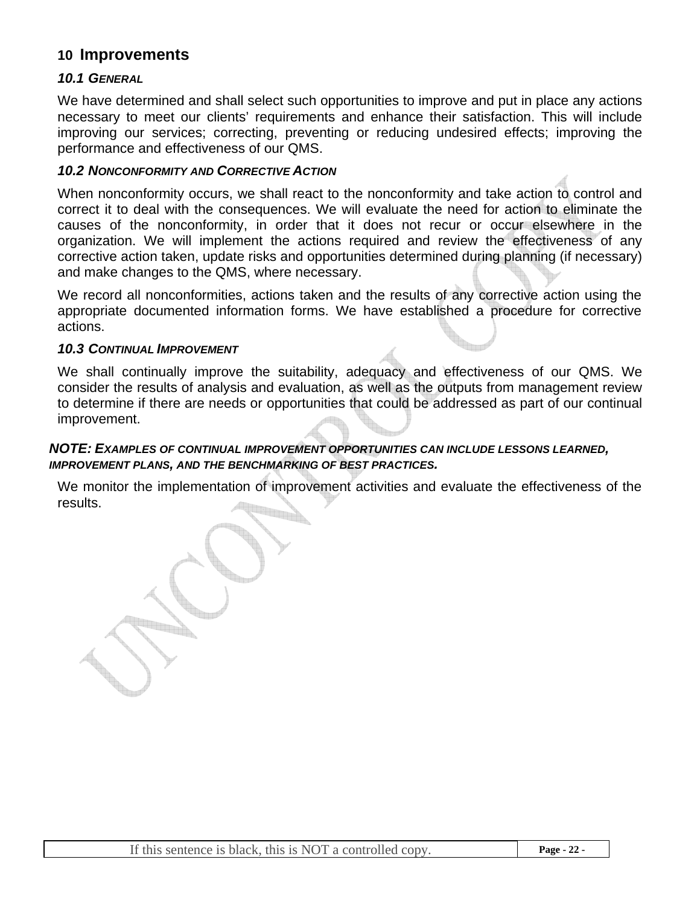# 10 Improvements

### 10.1 General

We have determined and shall select such opportunities to improve and put in place any actions necessary to meet our clients' requirements and enhance their satisfaction. This will include improving our services; correcting, preventing or reducing undesired effects; improving the performance and effectiveness of our QMS.

### 10.2 Nonconformity and Corrective Action

When nonconformity occurs, we shall react to the nonconformity and take action to control and correct it to deal with the consequences. We will evaluate the need for action to eliminate the causes of the nonconformity, in order that it does not recur or occur elsewhere in the organization. We will implement the actions required and review the effectiveness of any corrective action taken, update risks and opportunities determined during planning (if necessary) and make changes to the QMS, where necessary.

We record all nonconformities, actions taken and the results of any corrective action using the appropriate documented information forms. We have established a procedure for corrective actions.

### 10.3 Continual Improvement

We shall continually improve the suitability, adequacy and effectiveness of our QMS. We consider the results of analysis and evaluation, as well as the outputs from management review to determine if there are needs or opportunities that could be addressed as part of our continual improvement.

***NOTE: Examples of continual improvement opportunities can include lessons learned, improvement plans, and the benchmarking of best practices.***

We monitor the implementation of improvement activities and evaluate the effectiveness of the results.

If this sentence is black, this is NOT a controlled copy.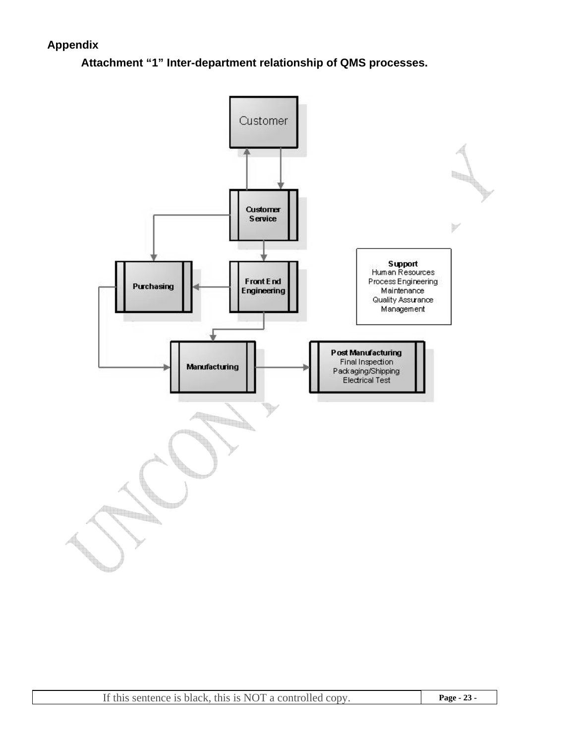## Appendix

### Attachment "1" Inter-department relationship of QMS processes.

Customer

Customer Service

Purchasing

Front End Engineering

Support
Human Resources
Process Engineering
Maintenance
Quality Assurance
Management

Manufacturing

Post Manufacturing
Final Inspection
Packaging/Shipping
Electrical Test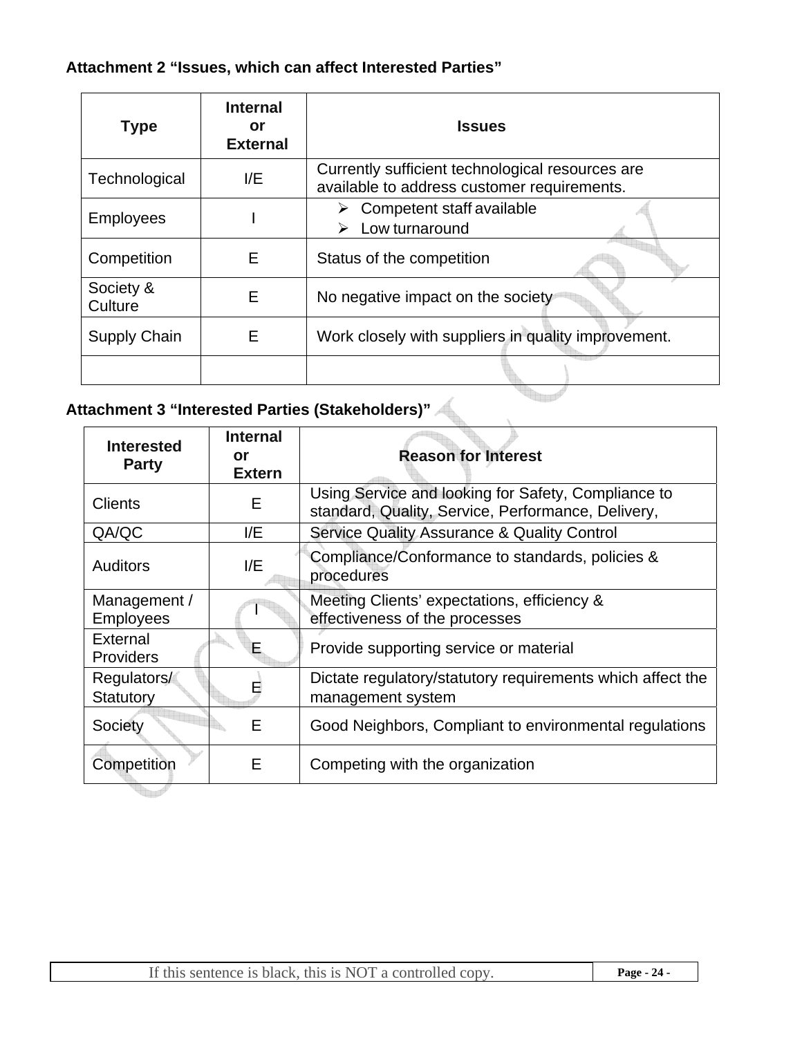**Attachment 2 “Issues, which can affect Interested Parties”**

| Type | Internal or External | Issues |
|---|---|---|
| Technological | I/E | Currently sufficient technological resources are available to address customer requirements. |
| Employees | I | ➢ Competent staff available<br>➢ Low turnaround |
| Competition | E | Status of the competition |
| Society & Culture | E | No negative impact on the society |
| Supply Chain | E | Work closely with suppliers in quality improvement. |
| | | |

**Attachment 3 “Interested Parties (Stakeholders)”**

| Interested Party | Internal or Extern | Reason for Interest |
|---|---|---|
| Clients | E | Using Service and looking for Safety, Compliance to standard, Quality, Service, Performance, Delivery, |
| QA/QC | I/E | Service Quality Assurance & Quality Control |
| Auditors | I/E | Compliance/Conformance to standards, policies & procedures |
| Management / Employees | I | Meeting Clients’ expectations, efficiency & effectiveness of the processes |
| External Providers | E | Provide supporting service or material |
| Regulators/ Statutory | E | Dictate regulatory/statutory requirements which affect the management system |
| Society | E | Good Neighbors, Compliant to environmental regulations |
| Competition | E | Competing with the organization |

If this sentence is black, this is NOT a controlled copy.